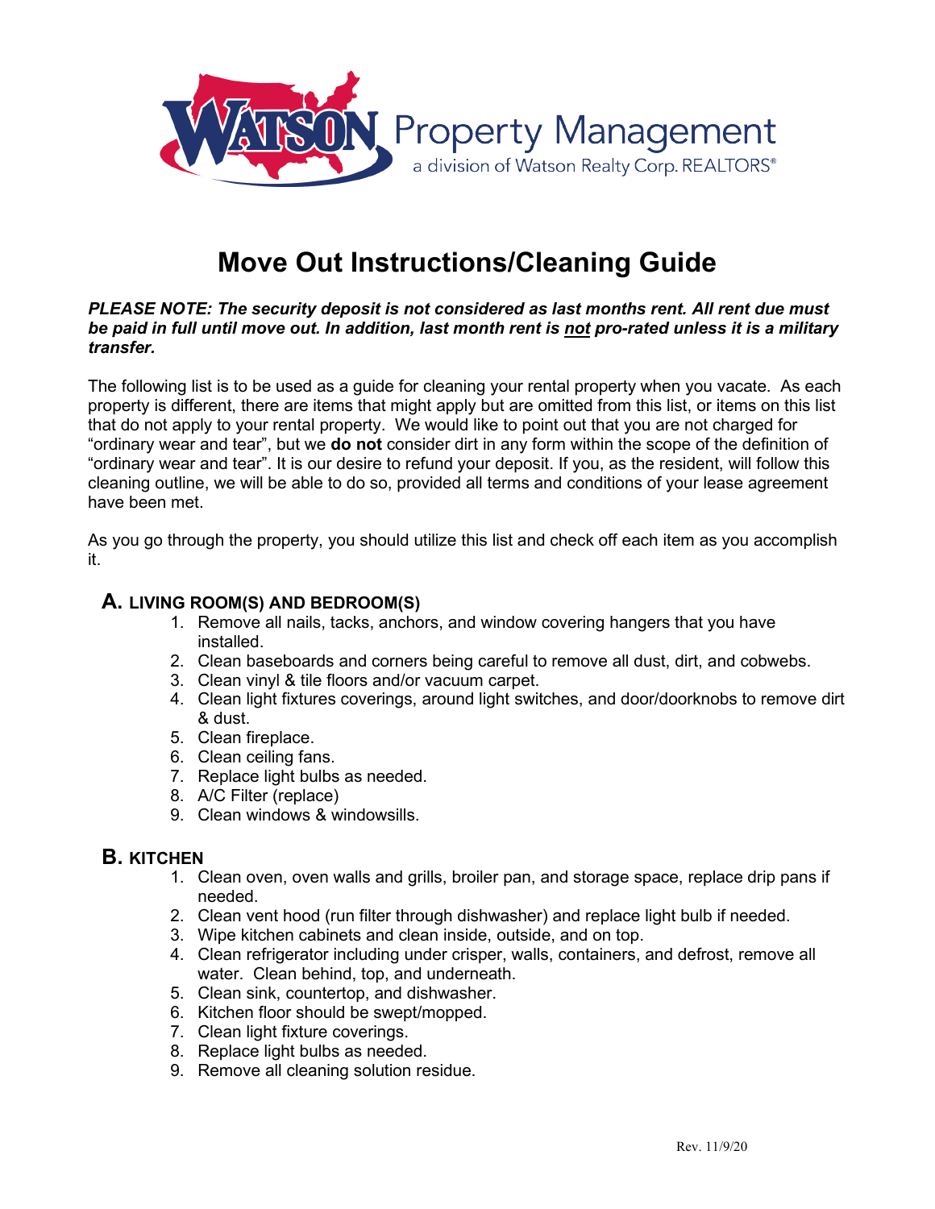Watson Property Management
a division of Watson Realty Corp. REALTORS®

# Move Out Instructions/Cleaning Guide

***PLEASE NOTE: The security deposit is not considered as last months rent. All rent due must be paid in full until move out. In addition, last month rent is <u>not</u> pro-rated unless it is a military transfer.***

The following list is to be used as a guide for cleaning your rental property when you vacate. As each property is different, there are items that might apply but are omitted from this list, or items on this list that do not apply to your rental property. We would like to point out that you are not charged for "ordinary wear and tear", but we **do not** consider dirt in any form within the scope of the definition of "ordinary wear and tear". It is our desire to refund your deposit. If you, as the resident, will follow this cleaning outline, we will be able to do so, provided all terms and conditions of your lease agreement have been met.

As you go through the property, you should utilize this list and check off each item as you accomplish it.

## A. LIVING ROOM(S) AND BEDROOM(S)

1. Remove all nails, tacks, anchors, and window covering hangers that you have installed.
2. Clean baseboards and corners being careful to remove all dust, dirt, and cobwebs.
3. Clean vinyl & tile floors and/or vacuum carpet.
4. Clean light fixtures coverings, around light switches, and door/doorknobs to remove dirt & dust.
5. Clean fireplace.
6. Clean ceiling fans.
7. Replace light bulbs as needed.
8. A/C Filter (replace)
9. Clean windows & windowsills.

## B. KITCHEN

1. Clean oven, oven walls and grills, broiler pan, and storage space, replace drip pans if needed.
2. Clean vent hood (run filter through dishwasher) and replace light bulb if needed.
3. Wipe kitchen cabinets and clean inside, outside, and on top.
4. Clean refrigerator including under crisper, walls, containers, and defrost, remove all water. Clean behind, top, and underneath.
5. Clean sink, countertop, and dishwasher.
6. Kitchen floor should be swept/mopped.
7. Clean light fixture coverings.
8. Replace light bulbs as needed.
9. Remove all cleaning solution residue.

Rev. 11/9/20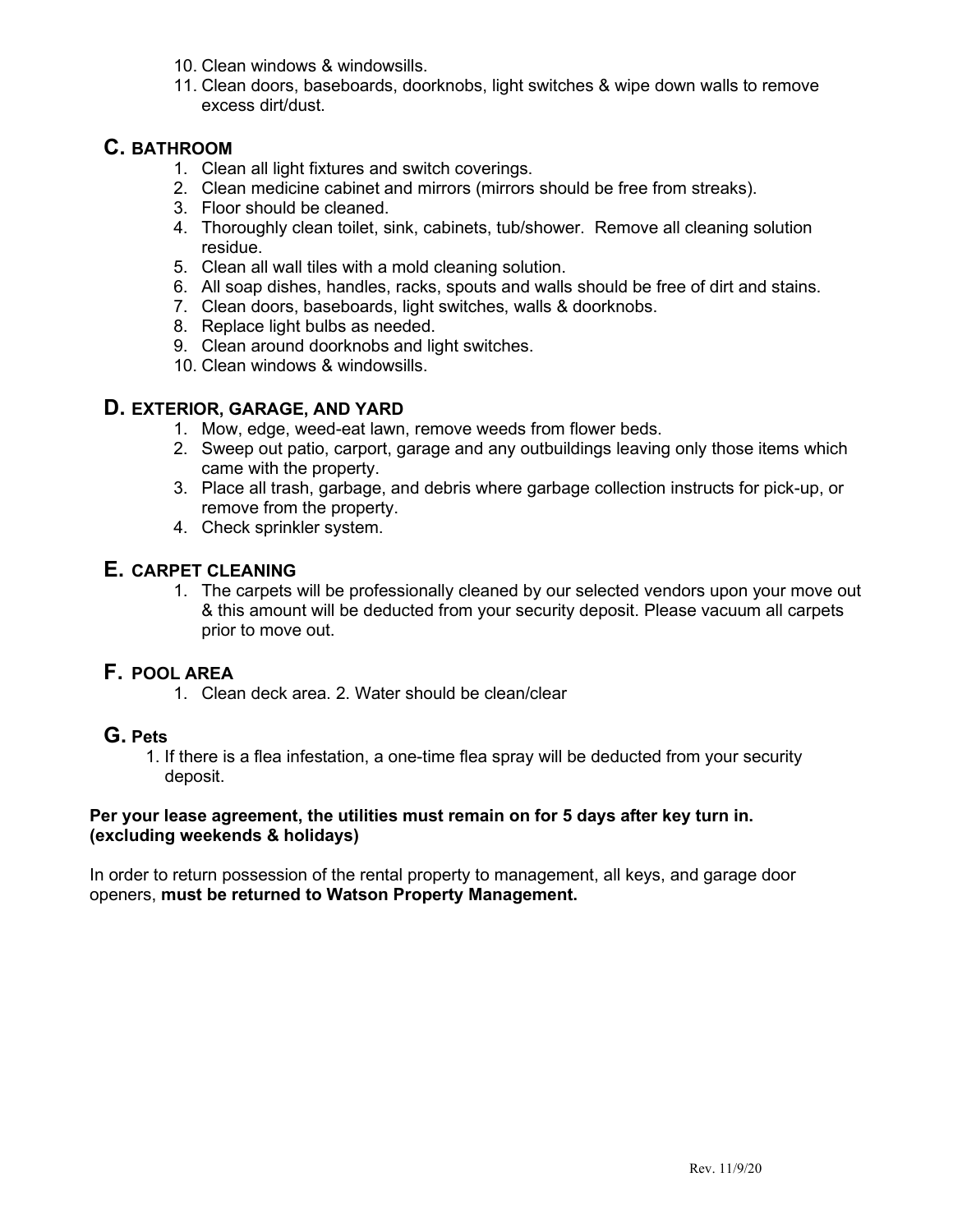10. Clean windows & windowsills.
11. Clean doors, baseboards, doorknobs, light switches & wipe down walls to remove excess dirt/dust.

## C. BATHROOM

1. Clean all light fixtures and switch coverings.
2. Clean medicine cabinet and mirrors (mirrors should be free from streaks).
3. Floor should be cleaned.
4. Thoroughly clean toilet, sink, cabinets, tub/shower. Remove all cleaning solution residue.
5. Clean all wall tiles with a mold cleaning solution.
6. All soap dishes, handles, racks, spouts and walls should be free of dirt and stains.
7. Clean doors, baseboards, light switches, walls & doorknobs.
8. Replace light bulbs as needed.
9. Clean around doorknobs and light switches.
10. Clean windows & windowsills.

## D. EXTERIOR, GARAGE, AND YARD

1. Mow, edge, weed-eat lawn, remove weeds from flower beds.
2. Sweep out patio, carport, garage and any outbuildings leaving only those items which came with the property.
3. Place all trash, garbage, and debris where garbage collection instructs for pick-up, or remove from the property.
4. Check sprinkler system.

## E. CARPET CLEANING

1. The carpets will be professionally cleaned by our selected vendors upon your move out & this amount will be deducted from your security deposit. Please vacuum all carpets prior to move out.

## F. POOL AREA

1. Clean deck area. 2. Water should be clean/clear

## G. Pets

1. If there is a flea infestation, a one-time flea spray will be deducted from your security deposit.

**Per your lease agreement, the utilities must remain on for 5 days after key turn in. (excluding weekends & holidays)**

In order to return possession of the rental property to management, all keys, and garage door openers, **must be returned to Watson Property Management.**

Rev. 11/9/20